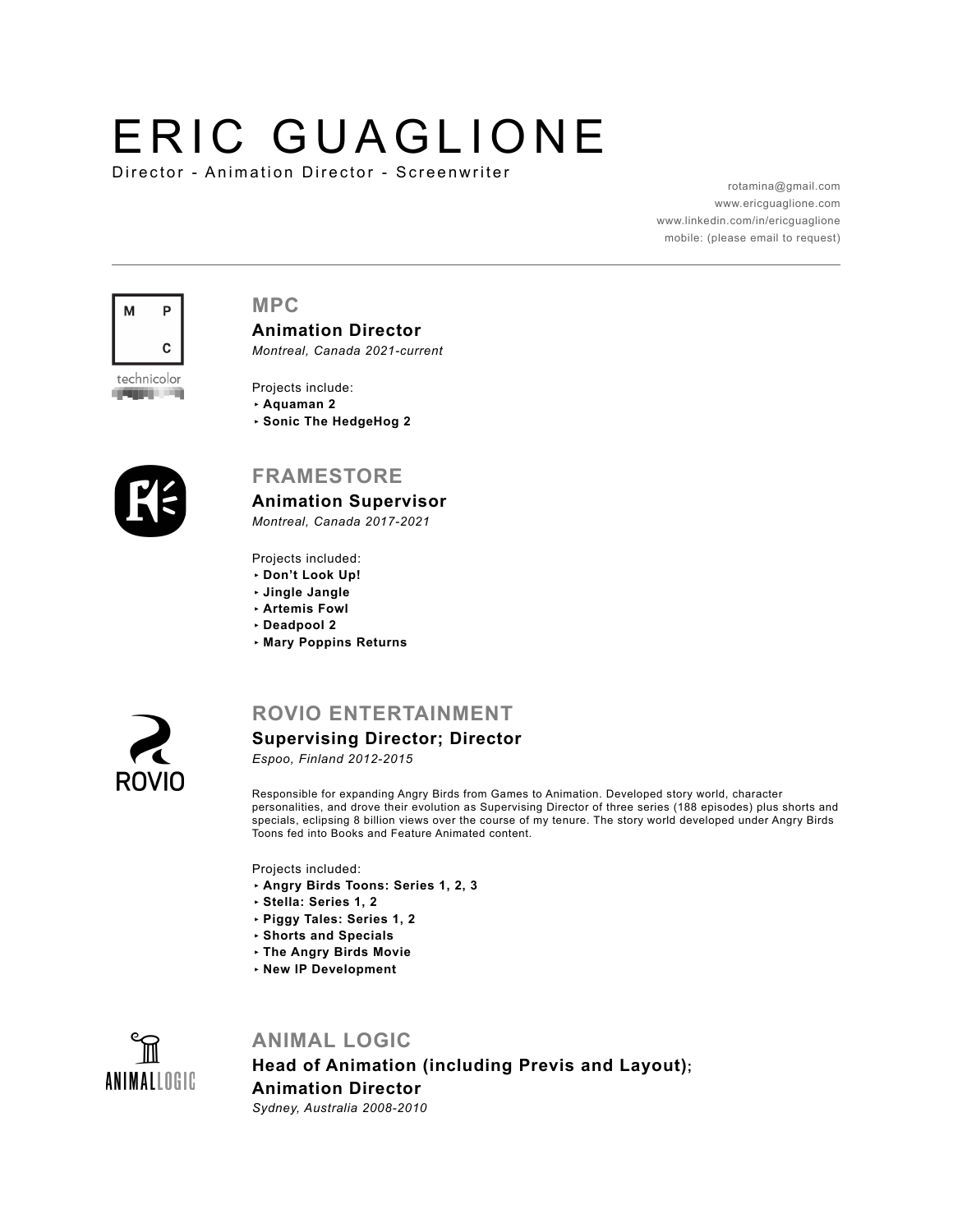# ERIC GUAGLIONE

Director - Animation Director - Screenwriter

rotamina@gmail.com
www.ericguaglione.com
www.linkedin.com/in/ericguaglione
mobile: (please email to request)

---

## MPC

### Animation Director

*Montreal, Canada 2021-current*

Projects include:

- **Aquaman 2**
- **Sonic The HedgeHog 2**

## FRAMESTORE

### Animation Supervisor

*Montreal, Canada 2017-2021*

Projects included:

- **Don't Look Up!**
- **Jingle Jangle**
- **Artemis Fowl**
- **Deadpool 2**
- **Mary Poppins Returns**

## ROVIO ENTERTAINMENT

### Supervising Director; Director

*Espoo, Finland 2012-2015*

Responsible for expanding Angry Birds from Games to Animation. Developed story world, character personalities, and drove their evolution as Supervising Director of three series (188 episodes) plus shorts and specials, eclipsing 8 billion views over the course of my tenure. The story world developed under Angry Birds Toons fed into Books and Feature Animated content.

Projects included:

- **Angry Birds Toons: Series 1, 2, 3**
- **Stella: Series 1, 2**
- **Piggy Tales: Series 1, 2**
- **Shorts and Specials**
- **The Angry Birds Movie**
- **New IP Development**

## ANIMAL LOGIC

### Head of Animation (including Previs and Layout); Animation Director

*Sydney, Australia 2008-2010*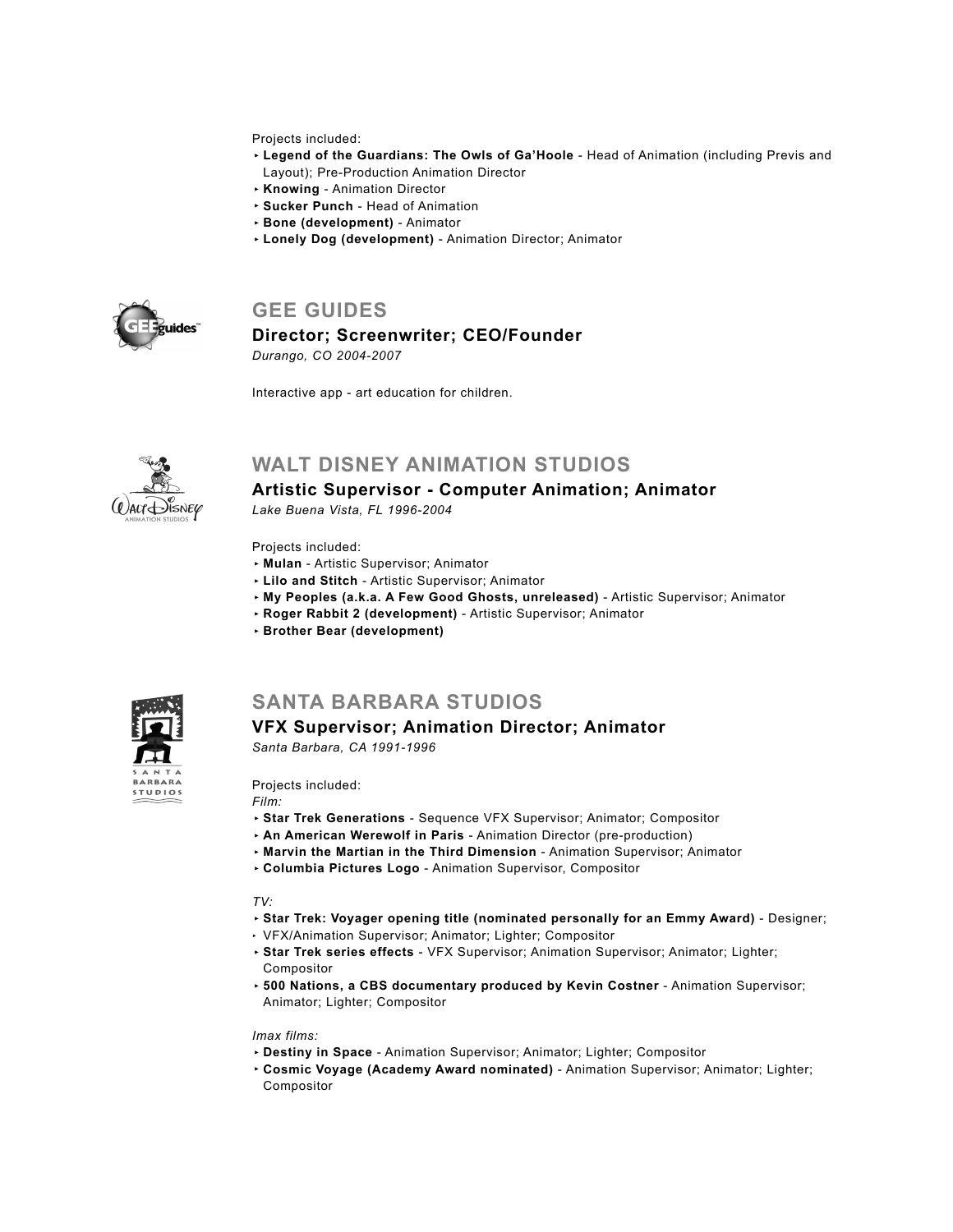Projects included:

- **Legend of the Guardians: The Owls of Ga'Hoole** - Head of Animation (including Previs and Layout); Pre-Production Animation Director
- **Knowing** - Animation Director
- **Sucker Punch** - Head of Animation
- **Bone (development)** - Animator
- **Lonely Dog (development)** - Animation Director; Animator

## GEE GUIDES

### Director; Screenwriter; CEO/Founder

*Durango, CO 2004-2007*

Interactive app - art education for children.

## WALT DISNEY ANIMATION STUDIOS

### Artistic Supervisor - Computer Animation; Animator

*Lake Buena Vista, FL 1996-2004*

Projects included:

- **Mulan** - Artistic Supervisor; Animator
- **Lilo and Stitch** - Artistic Supervisor; Animator
- **My Peoples (a.k.a. A Few Good Ghosts, unreleased)** - Artistic Supervisor; Animator
- **Roger Rabbit 2 (development)** - Artistic Supervisor; Animator
- **Brother Bear (development)**

## SANTA BARBARA STUDIOS

### VFX Supervisor; Animation Director; Animator

*Santa Barbara, CA 1991-1996*

Projects included:

*Film:*

- **Star Trek Generations** - Sequence VFX Supervisor; Animator; Compositor
- **An American Werewolf in Paris** - Animation Director (pre-production)
- **Marvin the Martian in the Third Dimension** - Animation Supervisor; Animator
- **Columbia Pictures Logo** - Animation Supervisor, Compositor

*TV:*

- **Star Trek: Voyager opening title (nominated personally for an Emmy Award)** - Designer;
- VFX/Animation Supervisor; Animator; Lighter; Compositor
- **Star Trek series effects** - VFX Supervisor; Animation Supervisor; Animator; Lighter; Compositor
- **500 Nations, a CBS documentary produced by Kevin Costner** - Animation Supervisor; Animator; Lighter; Compositor

*Imax films:*

- **Destiny in Space** - Animation Supervisor; Animator; Lighter; Compositor
- **Cosmic Voyage (Academy Award nominated)** - Animation Supervisor; Animator; Lighter; Compositor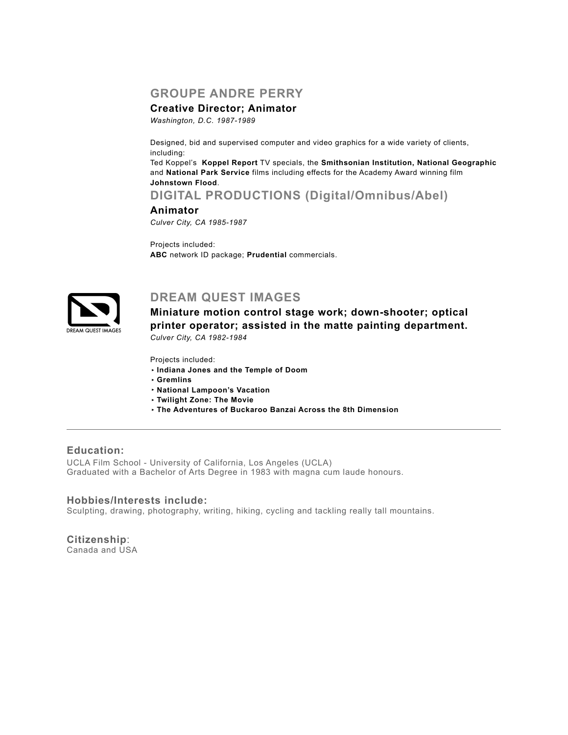## GROUPE ANDRE PERRY

### Creative Director; Animator

*Washington, D.C. 1987-1989*

Designed, bid and supervised computer and video graphics for a wide variety of clients, including:
Ted Koppel's **Koppel Report** TV specials, the **Smithsonian Institution, National Geographic** and **National Park Service** films including effects for the Academy Award winning film **Johnstown Flood**.

## DIGITAL PRODUCTIONS (Digital/Omnibus/Abel)

### Animator

*Culver City, CA 1985-1987*

Projects included:
**ABC** network ID package; **Prudential** commercials.

## DREAM QUEST IMAGES

DREAM QUEST IMAGES

### Miniature motion control stage work; down-shooter; optical printer operator; assisted in the matte painting department.

*Culver City, CA 1982-1984*

Projects included:

- **Indiana Jones and the Temple of Doom**
- **Gremlins**
- **National Lampoon's Vacation**
- **Twilight Zone: The Movie**
- **The Adventures of Buckaroo Banzai Across the 8th Dimension**

---

### Education:

UCLA Film School - University of California, Los Angeles (UCLA)
Graduated with a Bachelor of Arts Degree in 1983 with magna cum laude honours.

### Hobbies/Interests include:

Sculpting, drawing, photography, writing, hiking, cycling and tackling really tall mountains.

### Citizenship:

Canada and USA